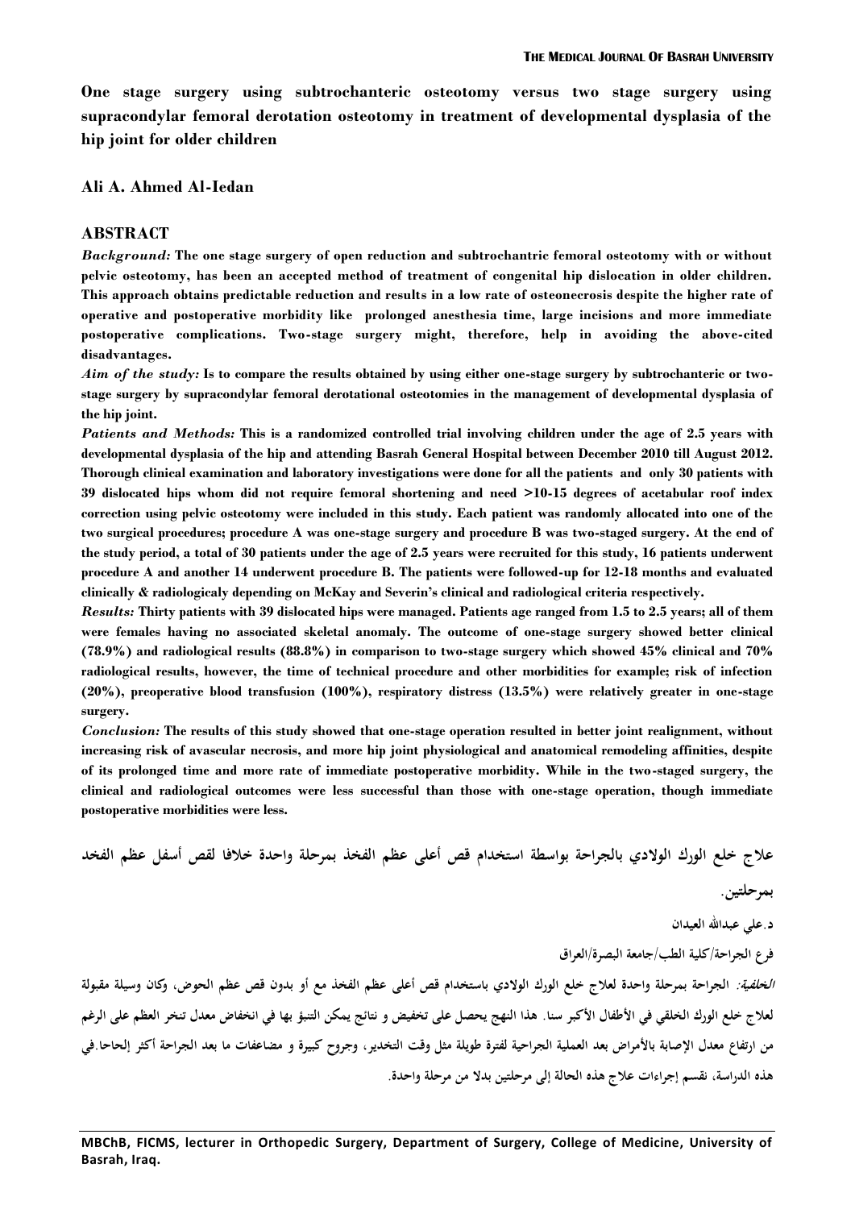# One stage surgery using subtrochanteric osteotomy versus two stage surgery using supracondylar femoral derotation osteotomy in treatment of developmental dysplasia of the hip joint for older children

**Ali A. Ahmed Al-Iedan**

## ABSTRACT

***Background:*** **The one stage surgery of open reduction and subtrochantric femoral osteotomy with or without pelvic osteotomy, has been an accepted method of treatment of congenital hip dislocation in older children. This approach obtains predictable reduction and results in a low rate of osteonecrosis despite the higher rate of operative and postoperative morbidity like prolonged anesthesia time, large incisions and more immediate postoperative complications. Two-stage surgery might, therefore, help in avoiding the above-cited disadvantages.**

***Aim of the study:*** **Is to compare the results obtained by using either one-stage surgery by subtrochanteric or two-stage surgery by supracondylar femoral derotational osteotomies in the management of developmental dysplasia of the hip joint.**

***Patients and Methods:*** **This is a randomized controlled trial involving children under the age of 2.5 years with developmental dysplasia of the hip and attending Basrah General Hospital between December 2010 till August 2012. Thorough clinical examination and laboratory investigations were done for all the patients and only 30 patients with 39 dislocated hips whom did not require femoral shortening and need >10-15 degrees of acetabular roof index correction using pelvic osteotomy were included in this study. Each patient was randomly allocated into one of the two surgical procedures; procedure A was one-stage surgery and procedure B was two-staged surgery. At the end of the study period, a total of 30 patients under the age of 2.5 years were recruited for this study, 16 patients underwent procedure A and another 14 underwent procedure B. The patients were followed-up for 12-18 months and evaluated clinically & radiologicaly depending on McKay and Severin's clinical and radiological criteria respectively.**

***Results:*** **Thirty patients with 39 dislocated hips were managed. Patients age ranged from 1.5 to 2.5 years; all of them were females having no associated skeletal anomaly. The outcome of one-stage surgery showed better clinical (78.9%) and radiological results (88.8%) in comparison to two-stage surgery which showed 45% clinical and 70% radiological results, however, the time of technical procedure and other morbidities for example; risk of infection (20%), preoperative blood transfusion (100%), respiratory distress (13.5%) were relatively greater in one-stage surgery.**

***Conclusion:*** **The results of this study showed that one-stage operation resulted in better joint realignment, without increasing risk of avascular necrosis, and more hip joint physiological and anatomical remodeling affinities, despite of its prolonged time and more rate of immediate postoperative morbidity. While in the two-staged surgery, the clinical and radiological outcomes were less successful than those with one-stage operation, though immediate postoperative morbidities were less.**

## علاج خلع الورك الولادي بالجراحة بواسطة استخدام قص أعلى عظم الفخذ بمرحلة واحدة خلافا لقص أسفل عظم الفخذ بمرحلتين.

**د.علي عبدالله العيدان**

**فرع الجراحة/كلية الطب/جامعة البصرة/العراق**

***الخلفية:*** **الجراحة بمرحلة واحدة لعلاج خلع الورك الولادي باستخدام قص أعلى عظم الفخذ مع أو بدون قص عظم الحوض، وكان وسيلة مقبولة لعلاج خلع الورك الخلقي في الأطفال الأكبر سنا. هذا النهج يحصل على تخفيض و نتائج يمكن التنبؤ بها في انخفاض معدل تنخر العظم على الرغم من ارتفاع معدل الإصابة بالأمراض بعد العملية الجراحية لفترة طويلة مثل وقت التخدير، وجروح كبيرة و مضاعفات ما بعد الجراحة أكثر إلحاحا.في هذه الدراسة، نقسم إجراءات علاج هذه الحالة إلى مرحلتين بدلا من مرحلة واحدة.**

MBChB, FICMS, lecturer in Orthopedic Surgery, Department of Surgery, College of Medicine, University of Basrah, Iraq.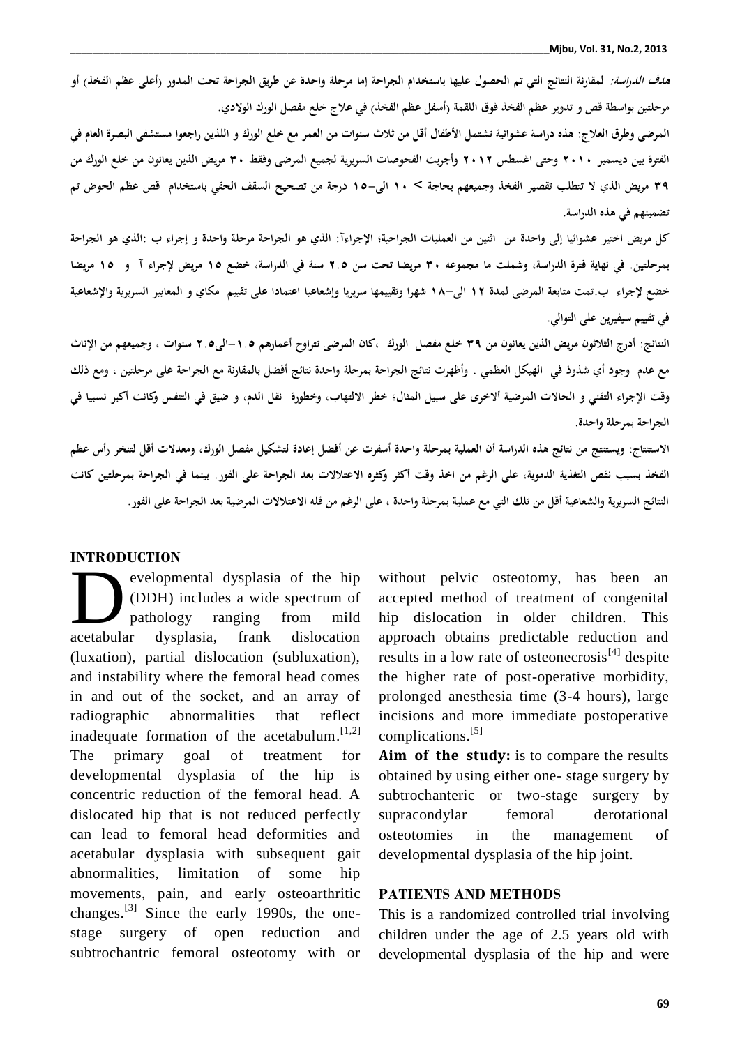**هدف الدراسة:** لمقارنة النتائج التي تم الحصول عليها باستخدام الجراحة إما مرحلة واحدة عن طريق الجراحة تحت المدور (أعلى عظم الفخذ) أو مرحلتين بواسطة قص و تدوير عظم الفخذ فوق اللقمة (أسفل عظم الفخذ) في علاج خلع مفصل الورك الولادي.

**المرضى وطرق العلاج:** هذه دراسة عشوائية تشتمل الأطفال أقل من ثلاث سنوات من العمر مع خلع الورك و اللذين راجعوا مستشفى البصرة العام في الفترة بين ديسمبر ٢٠١٠ وحتى اغسطس ٢٠١٢ وأجريت الفحوصات السريرية لجميع المرضى وفقط ٣٠ مريض الذين يعانون من خلع الورك من ٣٩ مريض الذي لا تتطلب تقصير الفخذ وجميعهم بحاجة > ١٠ الى–١٥ درجة من تصحيح السقف الحقي باستخدام قص عظم الحوض تم تضمينهم في هذه الدراسة.

كل مريض اختير عشوائيا إلى واحدة من اثنين من العمليات الجراحية؛ الإجراءآ: الذي هو الجراحة مرحلة واحدة و إجراء ب :الذي هو الجراحة بمرحلتين. في نهاية فترة الدراسة، وشملت ما مجموعه ٣٠ مريضا تحت سن ٢.٥ سنة في الدراسة، خضع ١٥ مريض لإجراء آ و ١٥ مريضا خضع لإجراء ب.تمت متابعة المرضى لمدة ١٢ الى–١٨ شهرا وتقييمها سريريا وإشعاعيا اعتمادا على تقييم مكاي و المعايير السريرية والإشعاعية في تقييم سيفيرين على التوالي.

**النتائج:** أدرج الثلاثون مريض الذين يعانون من ٣٩ خلع مفصل الورك ،كان المرضى تتراوح أعمارهم ١.٥–الى٢.٥ سنوات ، وجميعهم من الإناث مع عدم وجود أي شذوذ في الهيكل العظمي . وأظهرت نتائج الجراحة بمرحلة واحدة نتائج أفضل بالمقارنة مع الجراحة على مرحلتين ، ومع ذلك وقت الإجراء التقني و الحالات المرضية ألاخرى على سبيل المثال؛ خطر الالتهاب، وخطورة نقل الدم، و ضيق في التنفس وكانت أكبر نسبيا في الجراحة بمرحلة واحدة.

**الاستنتاج:** ويستنتج من نتائج هذه الدراسة أن العملية بمرحلة واحدة أسفرت عن أفضل إعادة لتشكيل مفصل الورك، ومعدلات أقل لتنخر رأس عظم الفخذ بسبب نقص التغذية الدموية، على الرغم من اخذ وقت أكثر وكثره الاعتلالات بعد الجراحة على الفور. بينما في الجراحة بمرحلتين كانت النتائج السريرية والشعاعية أقل من تلك التي مع عملية بمرحلة واحدة ، على الرغم من قله الاعتلالات المرضية بعد الجراحة على الفور.

## INTRODUCTION

Developmental dysplasia of the hip (DDH) includes a wide spectrum of pathology ranging from mild acetabular dysplasia, frank dislocation (luxation), partial dislocation (subluxation), and instability where the femoral head comes in and out of the socket, and an array of radiographic abnormalities that reflect inadequate formation of the acetabulum.[1,2]

The primary goal of treatment for developmental dysplasia of the hip is concentric reduction of the femoral head. A dislocated hip that is not reduced perfectly can lead to femoral head deformities and acetabular dysplasia with subsequent gait abnormalities, limitation of some hip movements, pain, and early osteoarthritic changes.[3] Since the early 1990s, the one-stage surgery of open reduction and subtrochantric femoral osteotomy with or without pelvic osteotomy, has been an accepted method of treatment of congenital hip dislocation in older children. This approach obtains predictable reduction and results in a low rate of osteonecrosis[4] despite the higher rate of post-operative morbidity, prolonged anesthesia time (3-4 hours), large incisions and more immediate postoperative complications.[5]

**Aim of the study:** is to compare the results obtained by using either one- stage surgery by subtrochanteric or two-stage surgery by supracondylar femoral derotational osteotomies in the management of developmental dysplasia of the hip joint.

## PATIENTS AND METHODS

This is a randomized controlled trial involving children under the age of 2.5 years old with developmental dysplasia of the hip and were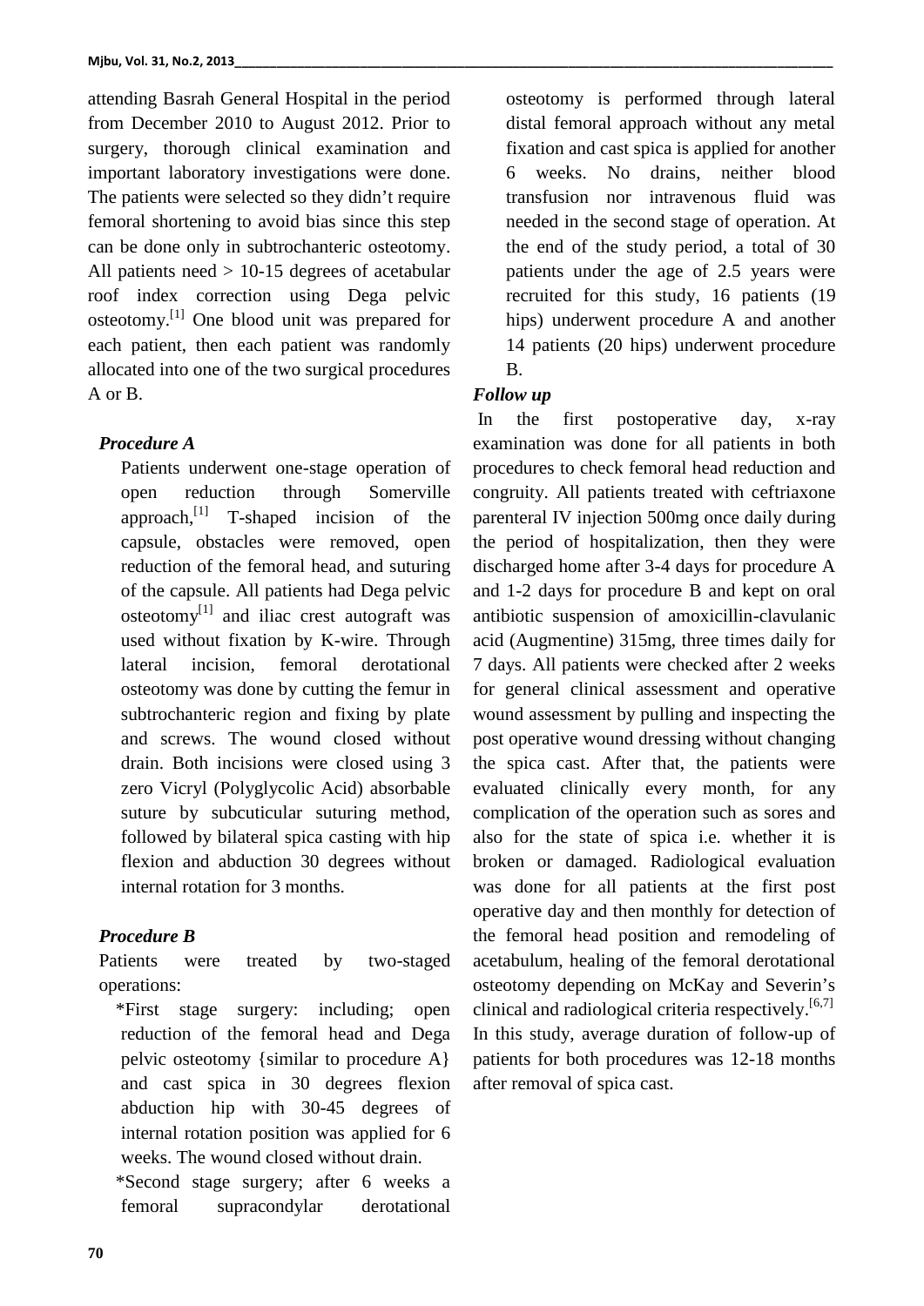attending Basrah General Hospital in the period from December 2010 to August 2012. Prior to surgery, thorough clinical examination and important laboratory investigations were done. The patients were selected so they didn't require femoral shortening to avoid bias since this step can be done only in subtrochanteric osteotomy. All patients need > 10-15 degrees of acetabular roof index correction using Dega pelvic osteotomy.[1] One blood unit was prepared for each patient, then each patient was randomly allocated into one of the two surgical procedures A or B.

### *Procedure A*

Patients underwent one-stage operation of open reduction through Somerville approach,[1] T-shaped incision of the capsule, obstacles were removed, open reduction of the femoral head, and suturing of the capsule. All patients had Dega pelvic osteotomy[1] and iliac crest autograft was used without fixation by K-wire. Through lateral incision, femoral derotational osteotomy was done by cutting the femur in subtrochanteric region and fixing by plate and screws. The wound closed without drain. Both incisions were closed using 3 zero Vicryl (Polyglycolic Acid) absorbable suture by subcuticular suturing method, followed by bilateral spica casting with hip flexion and abduction 30 degrees without internal rotation for 3 months.

### *Procedure B*

Patients were treated by two-staged operations:

*First stage surgery: including; open reduction of the femoral head and Dega pelvic osteotomy {similar to procedure A} and cast spica in 30 degrees flexion abduction hip with 30-45 degrees of internal rotation position was applied for 6 weeks. The wound closed without drain.

*Second stage surgery; after 6 weeks a femoral supracondylar derotational osteotomy is performed through lateral distal femoral approach without any metal fixation and cast spica is applied for another 6 weeks. No drains, neither blood transfusion nor intravenous fluid was needed in the second stage of operation. At the end of the study period, a total of 30 patients under the age of 2.5 years were recruited for this study, 16 patients (19 hips) underwent procedure A and another 14 patients (20 hips) underwent procedure B.

### *Follow up*

In the first postoperative day, x-ray examination was done for all patients in both procedures to check femoral head reduction and congruity. All patients treated with ceftriaxone parenteral IV injection 500mg once daily during the period of hospitalization, then they were discharged home after 3-4 days for procedure A and 1-2 days for procedure B and kept on oral antibiotic suspension of amoxicillin-clavulanic acid (Augmentine) 315mg, three times daily for 7 days. All patients were checked after 2 weeks for general clinical assessment and operative wound assessment by pulling and inspecting the post operative wound dressing without changing the spica cast. After that, the patients were evaluated clinically every month, for any complication of the operation such as sores and also for the state of spica i.e. whether it is broken or damaged. Radiological evaluation was done for all patients at the first post operative day and then monthly for detection of the femoral head position and remodeling of acetabulum, healing of the femoral derotational osteotomy depending on McKay and Severin's clinical and radiological criteria respectively.[6,7] In this study, average duration of follow-up of patients for both procedures was 12-18 months after removal of spica cast.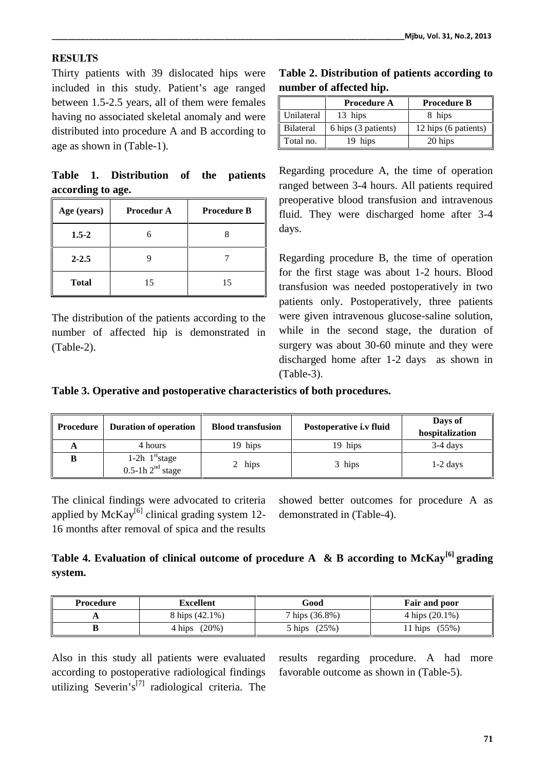## RESULTS

Thirty patients with 39 dislocated hips were included in this study. Patient's age ranged between 1.5-2.5 years, all of them were females having no associated skeletal anomaly and were distributed into procedure A and B according to age as shown in (Table-1).

**Table 1. Distribution of the patients according to age.**

| Age (years) | Procedur A | Procedure B |
|---|---|---|
| **1.5-2** | 6 | 8 |
| **2-2.5** | 9 | 7 |
| **Total** | 15 | 15 |

The distribution of the patients according to the number of affected hip is demonstrated in (Table-2).

**Table 2. Distribution of patients according to number of affected hip.**

| | Procedure A | Procedure B |
|---|---|---|
| Unilateral | 13 hips | 8 hips |
| Bilateral | 6 hips (3 patients) | 12 hips (6 patients) |
| Total no. | 19 hips | 20 hips |

Regarding procedure A, the time of operation ranged between 3-4 hours. All patients required preoperative blood transfusion and intravenous fluid. They were discharged home after 3-4 days.

Regarding procedure B, the time of operation for the first stage was about 1-2 hours. Blood transfusion was needed postoperatively in two patients only. Postoperatively, three patients were given intravenous glucose-saline solution, while in the second stage, the duration of surgery was about 30-60 minute and they were discharged home after 1-2 days as shown in (Table-3).

**Table 3. Operative and postoperative characteristics of both procedures.**

| Procedure | Duration of operation | Blood transfusion | Postoperative i.v fluid | Days of hospitalization |
|---|---|---|---|---|
| **A** | 4 hours | 19 hips | 19 hips | 3-4 days |
| **B** | 1-2h 1st stage<br>0.5-1h 2nd stage | 2 hips | 3 hips | 1-2 days |

The clinical findings were advocated to criteria applied by McKay[6] clinical grading system 12-16 months after removal of spica and the results showed better outcomes for procedure A as demonstrated in (Table-4).

**Table 4. Evaluation of clinical outcome of procedure A & B according to McKay[6] grading system.**

| Procedure | Excellent | Good | Fair and poor |
|---|---|---|---|
| **A** | 8 hips (42.1%) | 7 hips (36.8%) | 4 hips (20.1%) |
| **B** | 4 hips (20%) | 5 hips (25%) | 11 hips (55%) |

Also in this study all patients were evaluated according to postoperative radiological findings utilizing Severin's[7] radiological criteria. The results regarding procedure. A had more favorable outcome as shown in (Table-5).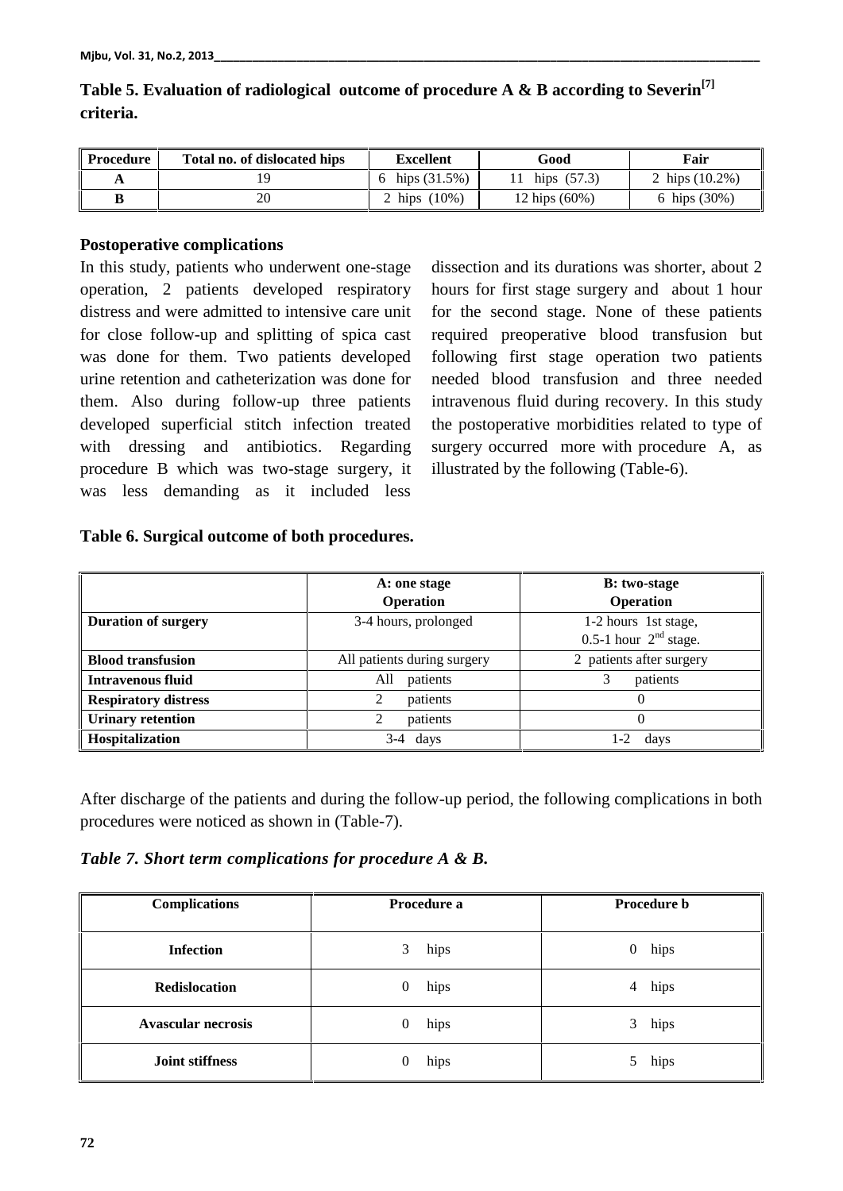**Table 5. Evaluation of radiological outcome of procedure A & B according to Severin[7] criteria.**

| Procedure | Total no. of dislocated hips | Excellent | Good | Fair |
|---|---|---|---|---|
| A | 19 | 6 hips (31.5%) | 11 hips (57.3) | 2 hips (10.2%) |
| B | 20 | 2 hips (10%) | 12 hips (60%) | 6 hips (30%) |

### Postoperative complications

In this study, patients who underwent one-stage operation, 2 patients developed respiratory distress and were admitted to intensive care unit for close follow-up and splitting of spica cast was done for them. Two patients developed urine retention and catheterization was done for them. Also during follow-up three patients developed superficial stitch infection treated with dressing and antibiotics. Regarding procedure B which was two-stage surgery, it was less demanding as it included less dissection and its durations was shorter, about 2 hours for first stage surgery and about 1 hour for the second stage. None of these patients required preoperative blood transfusion but following first stage operation two patients needed blood transfusion and three needed intravenous fluid during recovery. In this study the postoperative morbidities related to type of surgery occurred more with procedure A, as illustrated by the following (Table-6).

**Table 6. Surgical outcome of both procedures.**

| | A: one stage Operation | B: two-stage Operation |
|---|---|---|
| **Duration of surgery** | 3-4 hours, prolonged | 1-2 hours 1st stage, 0.5-1 hour 2nd stage. |
| **Blood transfusion** | All patients during surgery | 2 patients after surgery |
| **Intravenous fluid** | All patients | 3 patients |
| **Respiratory distress** | 2 patients | 0 |
| **Urinary retention** | 2 patients | 0 |
| **Hospitalization** | 3-4 days | 1-2 days |

After discharge of the patients and during the follow-up period, the following complications in both procedures were noticed as shown in (Table-7).

***Table 7. Short term complications for procedure A & B.***

| Complications | Procedure a | Procedure b |
|---|---|---|
| **Infection** | 3 hips | 0 hips |
| **Redislocation** | 0 hips | 4 hips |
| **Avascular necrosis** | 0 hips | 3 hips |
| **Joint stiffness** | 0 hips | 5 hips |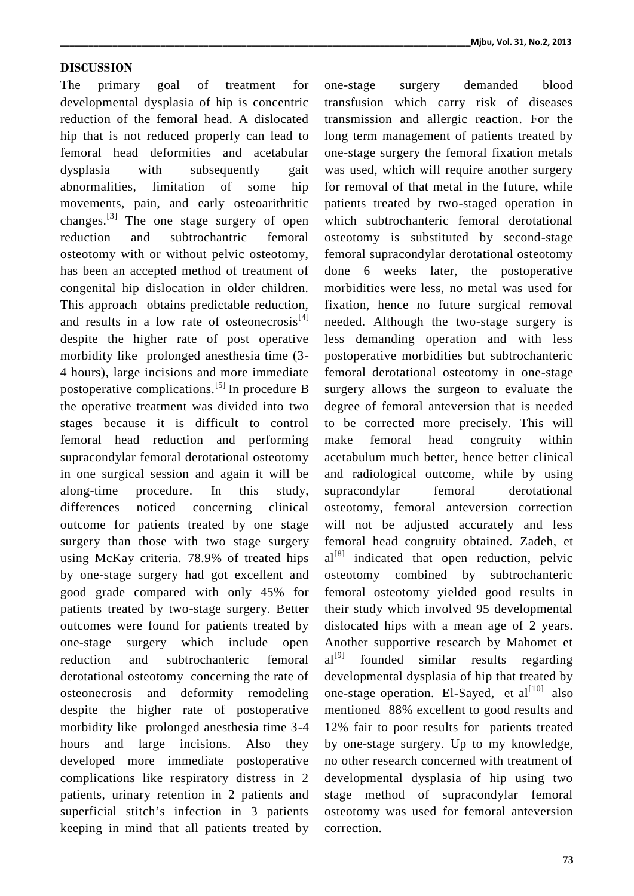## DISCUSSION

The primary goal of treatment for developmental dysplasia of hip is concentric reduction of the femoral head. A dislocated hip that is not reduced properly can lead to femoral head deformities and acetabular dysplasia with subsequently gait abnormalities, limitation of some hip movements, pain, and early osteoarithritic changes.[3] The one stage surgery of open reduction and subtrochantric femoral osteotomy with or without pelvic osteotomy, has been an accepted method of treatment of congenital hip dislocation in older children. This approach obtains predictable reduction, and results in a low rate of osteonecrosis[4] despite the higher rate of post operative morbidity like prolonged anesthesia time (3-4 hours), large incisions and more immediate postoperative complications.[5] In procedure B the operative treatment was divided into two stages because it is difficult to control femoral head reduction and performing supracondylar femoral derotational osteotomy in one surgical session and again it will be along-time procedure. In this study, differences noticed concerning clinical outcome for patients treated by one stage surgery than those with two stage surgery using McKay criteria. 78.9% of treated hips by one-stage surgery had got excellent and good grade compared with only 45% for patients treated by two-stage surgery. Better outcomes were found for patients treated by one-stage surgery which include open reduction and subtrochanteric femoral derotational osteotomy concerning the rate of osteonecrosis and deformity remodeling despite the higher rate of postoperative morbidity like prolonged anesthesia time 3-4 hours and large incisions. Also they developed more immediate postoperative complications like respiratory distress in 2 patients, urinary retention in 2 patients and superficial stitch's infection in 3 patients keeping in mind that all patients treated by one-stage surgery demanded blood transfusion which carry risk of diseases transmission and allergic reaction. For the long term management of patients treated by one-stage surgery the femoral fixation metals was used, which will require another surgery for removal of that metal in the future, while patients treated by two-staged operation in which subtrochanteric femoral derotational osteotomy is substituted by second-stage femoral supracondylar derotational osteotomy done 6 weeks later, the postoperative morbidities were less, no metal was used for fixation, hence no future surgical removal needed. Although the two-stage surgery is less demanding operation and with less postoperative morbidities but subtrochanteric femoral derotational osteotomy in one-stage surgery allows the surgeon to evaluate the degree of femoral anteversion that is needed to be corrected more precisely. This will make femoral head congruity within acetabulum much better, hence better clinical and radiological outcome, while by using supracondylar femoral derotational osteotomy, femoral anteversion correction will not be adjusted accurately and less femoral head congruity obtained. Zadeh, et al[8] indicated that open reduction, pelvic osteotomy combined by subtrochanteric femoral osteotomy yielded good results in their study which involved 95 developmental dislocated hips with a mean age of 2 years. Another supportive research by Mahomet et al[9] founded similar results regarding developmental dysplasia of hip that treated by one-stage operation. El-Sayed, et al[10] also mentioned 88% excellent to good results and 12% fair to poor results for patients treated by one-stage surgery. Up to my knowledge, no other research concerned with treatment of developmental dysplasia of hip using two stage method of supracondylar femoral osteotomy was used for femoral anteversion correction.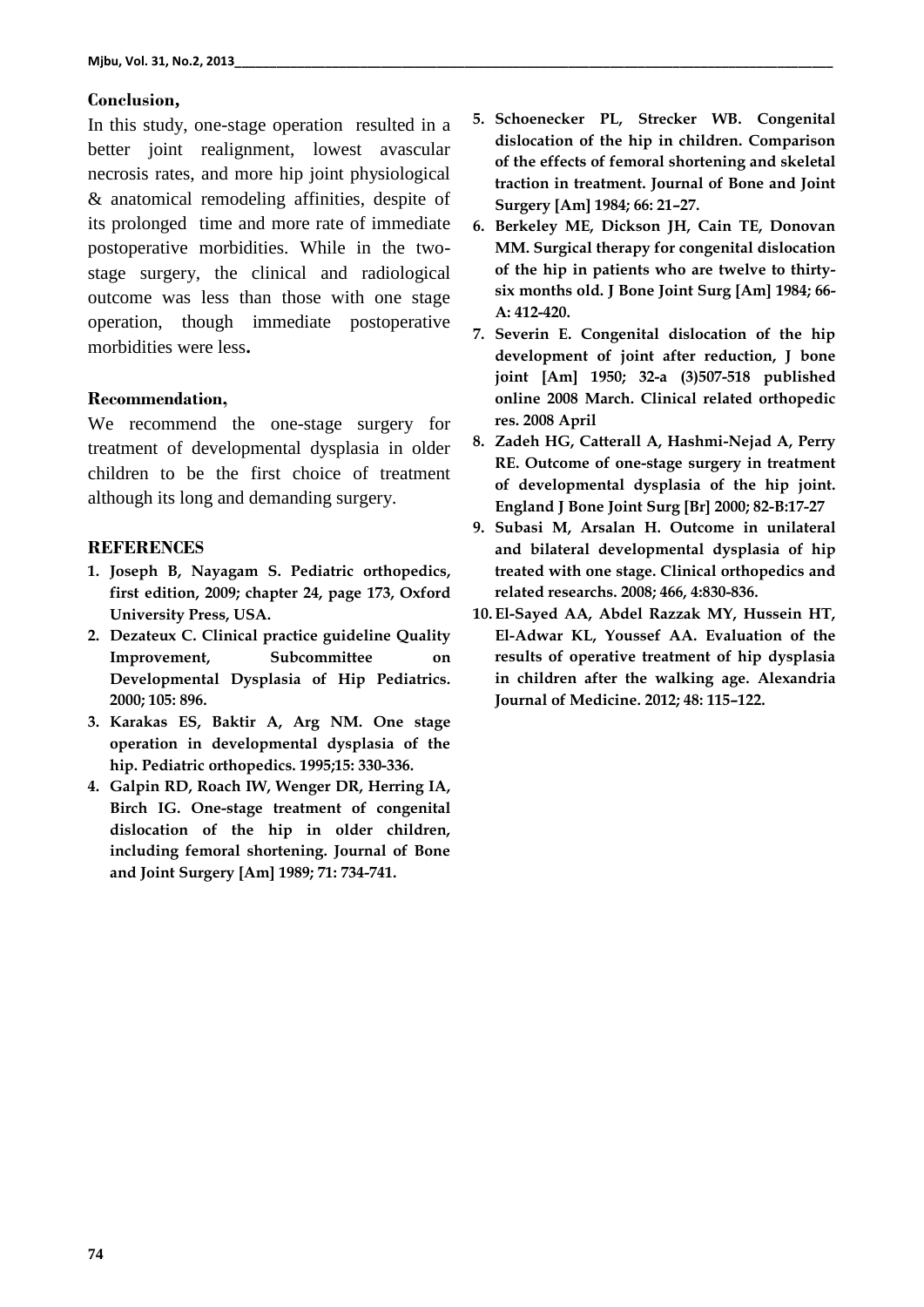## Conclusion,

In this study, one-stage operation resulted in a better joint realignment, lowest avascular necrosis rates, and more hip joint physiological & anatomical remodeling affinities, despite of its prolonged time and more rate of immediate postoperative morbidities. While in the two-stage surgery, the clinical and radiological outcome was less than those with one stage operation, though immediate postoperative morbidities were less.

## Recommendation,

We recommend the one-stage surgery for treatment of developmental dysplasia in older children to be the first choice of treatment although its long and demanding surgery.

## REFERENCES

1. **Joseph B, Nayagam S. Pediatric orthopedics, first edition, 2009; chapter 24, page 173, Oxford University Press, USA.**
2. **Dezateux C. Clinical practice guideline Quality Improvement, Subcommittee on Developmental Dysplasia of Hip Pediatrics. 2000; 105: 896.**
3. **Karakas ES, Baktir A, Arg NM. One stage operation in developmental dysplasia of the hip. Pediatric orthopedics. 1995;15: 330-336.**
4. **Galpin RD, Roach IW, Wenger DR, Herring IA, Birch IG. One-stage treatment of congenital dislocation of the hip in older children, including femoral shortening. Journal of Bone and Joint Surgery [Am] 1989; 71: 734-741.**
5. **Schoenecker PL, Strecker WB. Congenital dislocation of the hip in children. Comparison of the effects of femoral shortening and skeletal traction in treatment. Journal of Bone and Joint Surgery [Am] 1984; 66: 21–27.**
6. **Berkeley ME, Dickson JH, Cain TE, Donovan MM. Surgical therapy for congenital dislocation of the hip in patients who are twelve to thirty-six months old. J Bone Joint Surg [Am] 1984; 66-A: 412-420.**
7. **Severin E. Congenital dislocation of the hip development of joint after reduction, J bone joint [Am] 1950; 32-a (3)507-518 published online 2008 March. Clinical related orthopedic res. 2008 April**
8. **Zadeh HG, Catterall A, Hashmi-Nejad A, Perry RE. Outcome of one-stage surgery in treatment of developmental dysplasia of the hip joint. England J Bone Joint Surg [Br] 2000; 82-B:17-27**
9. **Subasi M, Arsalan H. Outcome in unilateral and bilateral developmental dysplasia of hip treated with one stage. Clinical orthopedics and related researchs. 2008; 466, 4:830-836.**
10. **El-Sayed AA, Abdel Razzak MY, Hussein HT, El-Adwar KL, Youssef AA. Evaluation of the results of operative treatment of hip dysplasia in children after the walking age. Alexandria Journal of Medicine. 2012; 48: 115–122.**